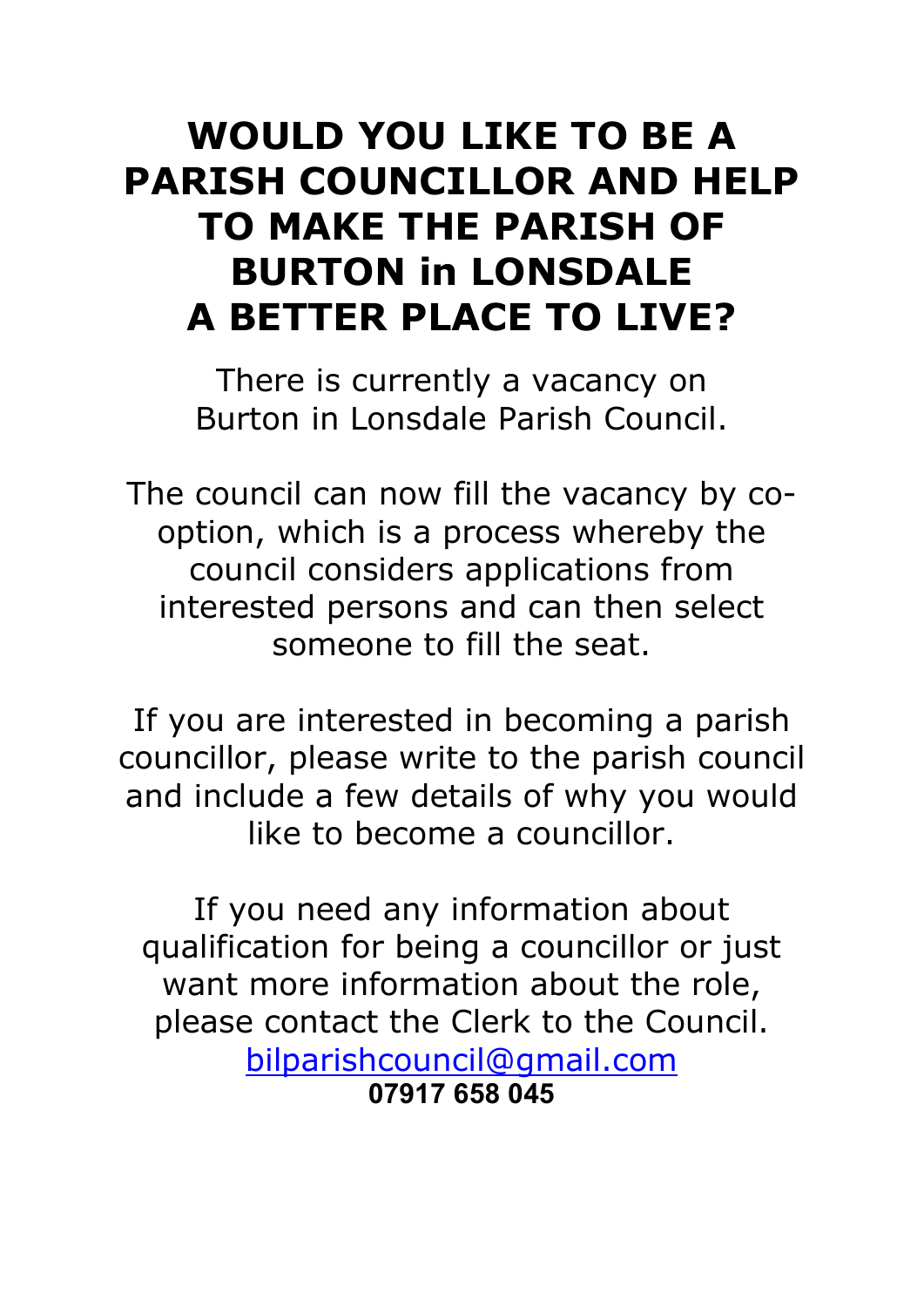# WOULD YOU LIKE TO BE A PARISH COUNCILLOR AND HELP TO MAKE THE PARISH OF BURTON in LONSDALE A BETTER PLACE TO LIVE?

There is currently a vacancy on Burton in Lonsdale Parish Council.

The council can now fill the vacancy by co-option, which is a process whereby the council considers applications from interested persons and can then select someone to fill the seat.

If you are interested in becoming a parish councillor, please write to the parish council and include a few details of why you would like to become a councillor.

If you need any information about qualification for being a councillor or just want more information about the role, please contact the Clerk to the Council.

bilparishcouncil@gmail.com

**07917 658 045**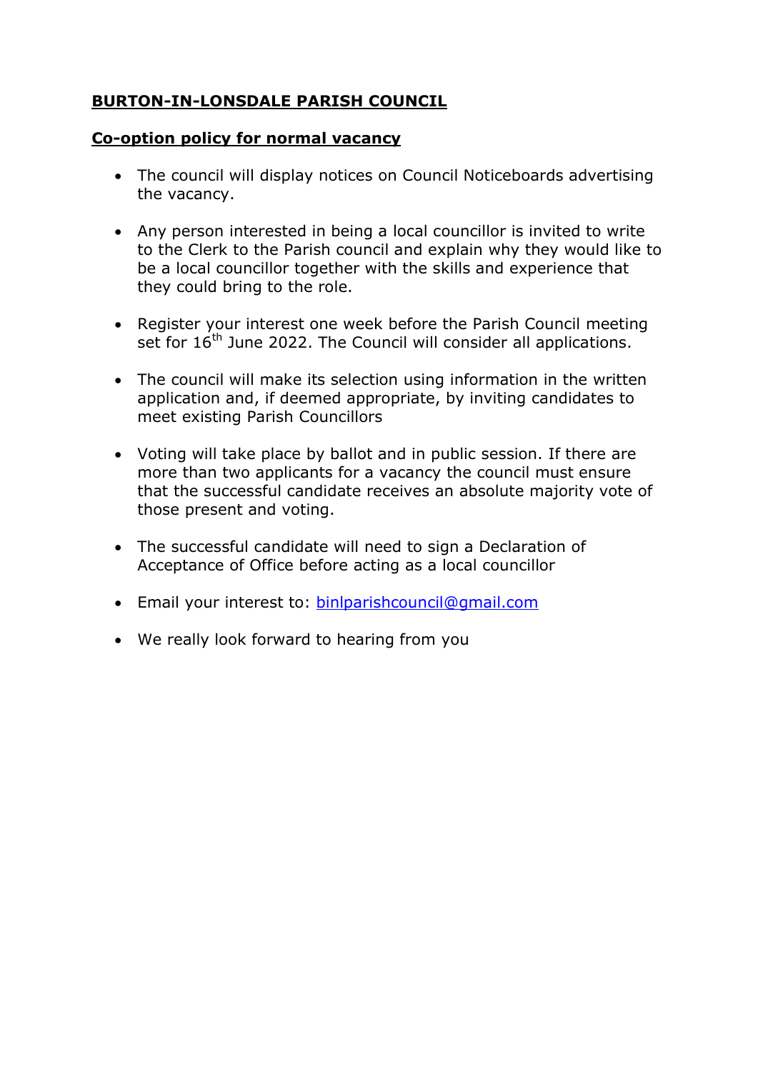**BURTON-IN-LONSDALE PARISH COUNCIL**

**Co-option policy for normal vacancy**

- The council will display notices on Council Noticeboards advertising the vacancy.
- Any person interested in being a local councillor is invited to write to the Clerk to the Parish council and explain why they would like to be a local councillor together with the skills and experience that they could bring to the role.
- Register your interest one week before the Parish Council meeting set for 16th June 2022. The Council will consider all applications.
- The council will make its selection using information in the written application and, if deemed appropriate, by inviting candidates to meet existing Parish Councillors
- Voting will take place by ballot and in public session. If there are more than two applicants for a vacancy the council must ensure that the successful candidate receives an absolute majority vote of those present and voting.
- The successful candidate will need to sign a Declaration of Acceptance of Office before acting as a local councillor
- Email your interest to: binlparishcouncil@gmail.com
- We really look forward to hearing from you